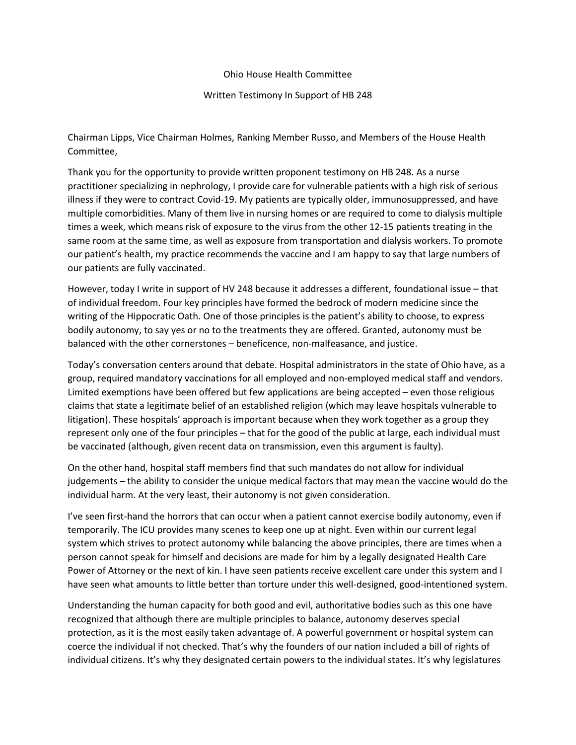Ohio House Health Committee

Written Testimony In Support of HB 248

Chairman Lipps, Vice Chairman Holmes, Ranking Member Russo, and Members of the House Health Committee,

Thank you for the opportunity to provide written proponent testimony on HB 248. As a nurse practitioner specializing in nephrology, I provide care for vulnerable patients with a high risk of serious illness if they were to contract Covid-19. My patients are typically older, immunosuppressed, and have multiple comorbidities. Many of them live in nursing homes or are required to come to dialysis multiple times a week, which means risk of exposure to the virus from the other 12-15 patients treating in the same room at the same time, as well as exposure from transportation and dialysis workers. To promote our patient's health, my practice recommends the vaccine and I am happy to say that large numbers of our patients are fully vaccinated.

However, today I write in support of HV 248 because it addresses a different, foundational issue – that of individual freedom. Four key principles have formed the bedrock of modern medicine since the writing of the Hippocratic Oath. One of those principles is the patient's ability to choose, to express bodily autonomy, to say yes or no to the treatments they are offered. Granted, autonomy must be balanced with the other cornerstones – beneficence, non-malfeasance, and justice.

Today's conversation centers around that debate. Hospital administrators in the state of Ohio have, as a group, required mandatory vaccinations for all employed and non-employed medical staff and vendors. Limited exemptions have been offered but few applications are being accepted – even those religious claims that state a legitimate belief of an established religion (which may leave hospitals vulnerable to litigation). These hospitals' approach is important because when they work together as a group they represent only one of the four principles – that for the good of the public at large, each individual must be vaccinated (although, given recent data on transmission, even this argument is faulty).

On the other hand, hospital staff members find that such mandates do not allow for individual judgements – the ability to consider the unique medical factors that may mean the vaccine would do the individual harm. At the very least, their autonomy is not given consideration.

I've seen first-hand the horrors that can occur when a patient cannot exercise bodily autonomy, even if temporarily. The ICU provides many scenes to keep one up at night. Even within our current legal system which strives to protect autonomy while balancing the above principles, there are times when a person cannot speak for himself and decisions are made for him by a legally designated Health Care Power of Attorney or the next of kin. I have seen patients receive excellent care under this system and I have seen what amounts to little better than torture under this well-designed, good-intentioned system.

Understanding the human capacity for both good and evil, authoritative bodies such as this one have recognized that although there are multiple principles to balance, autonomy deserves special protection, as it is the most easily taken advantage of. A powerful government or hospital system can coerce the individual if not checked. That's why the founders of our nation included a bill of rights of individual citizens. It's why they designated certain powers to the individual states. It's why legislatures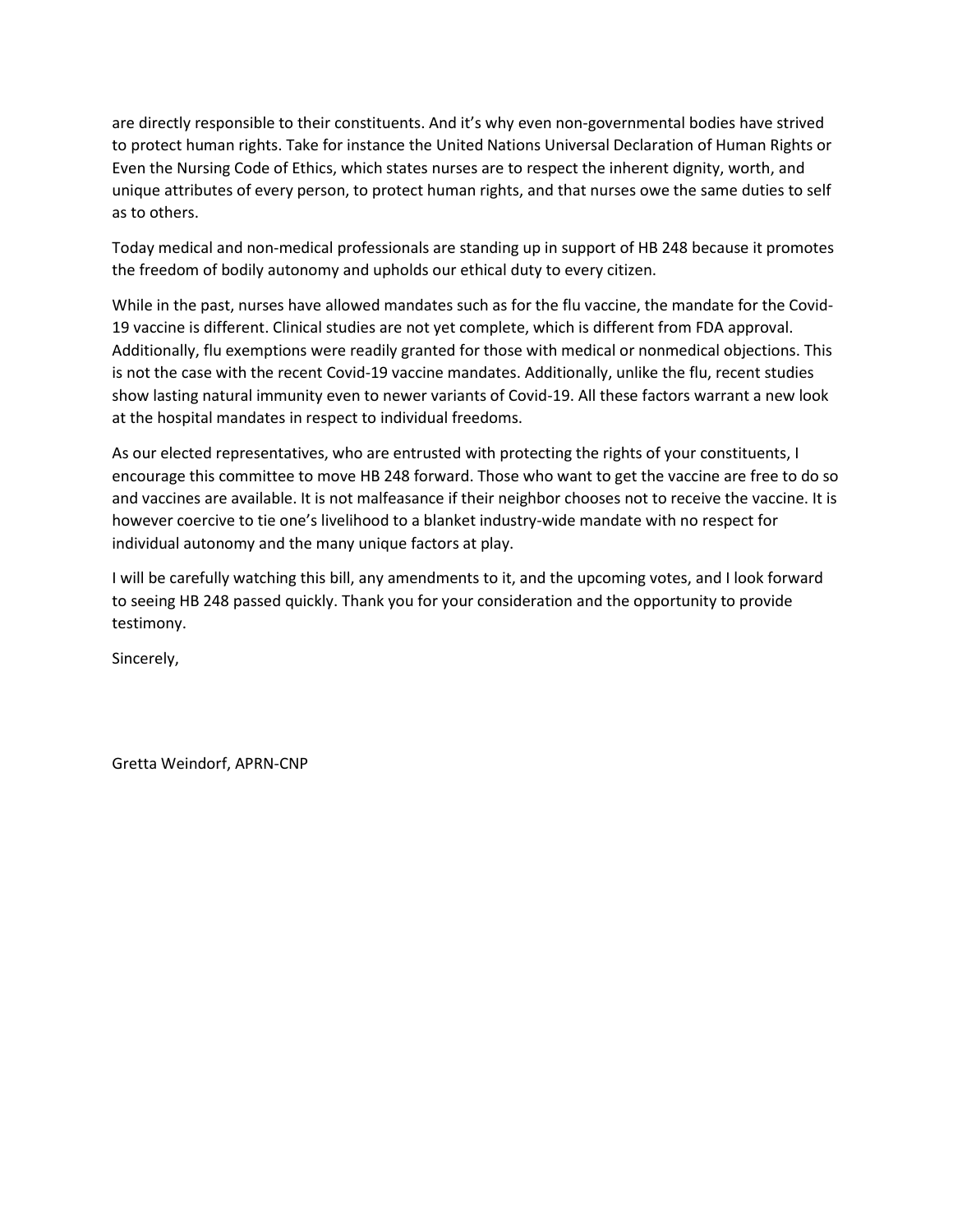are directly responsible to their constituents. And it's why even non-governmental bodies have strived to protect human rights. Take for instance the United Nations Universal Declaration of Human Rights or Even the Nursing Code of Ethics, which states nurses are to respect the inherent dignity, worth, and unique attributes of every person, to protect human rights, and that nurses owe the same duties to self as to others.

Today medical and non-medical professionals are standing up in support of HB 248 because it promotes the freedom of bodily autonomy and upholds our ethical duty to every citizen.

While in the past, nurses have allowed mandates such as for the flu vaccine, the mandate for the Covid-19 vaccine is different. Clinical studies are not yet complete, which is different from FDA approval. Additionally, flu exemptions were readily granted for those with medical or nonmedical objections. This is not the case with the recent Covid-19 vaccine mandates. Additionally, unlike the flu, recent studies show lasting natural immunity even to newer variants of Covid-19. All these factors warrant a new look at the hospital mandates in respect to individual freedoms.

As our elected representatives, who are entrusted with protecting the rights of your constituents, I encourage this committee to move HB 248 forward. Those who want to get the vaccine are free to do so and vaccines are available. It is not malfeasance if their neighbor chooses not to receive the vaccine. It is however coercive to tie one's livelihood to a blanket industry-wide mandate with no respect for individual autonomy and the many unique factors at play.

I will be carefully watching this bill, any amendments to it, and the upcoming votes, and I look forward to seeing HB 248 passed quickly. Thank you for your consideration and the opportunity to provide testimony.

Sincerely,

Gretta Weindorf, APRN-CNP